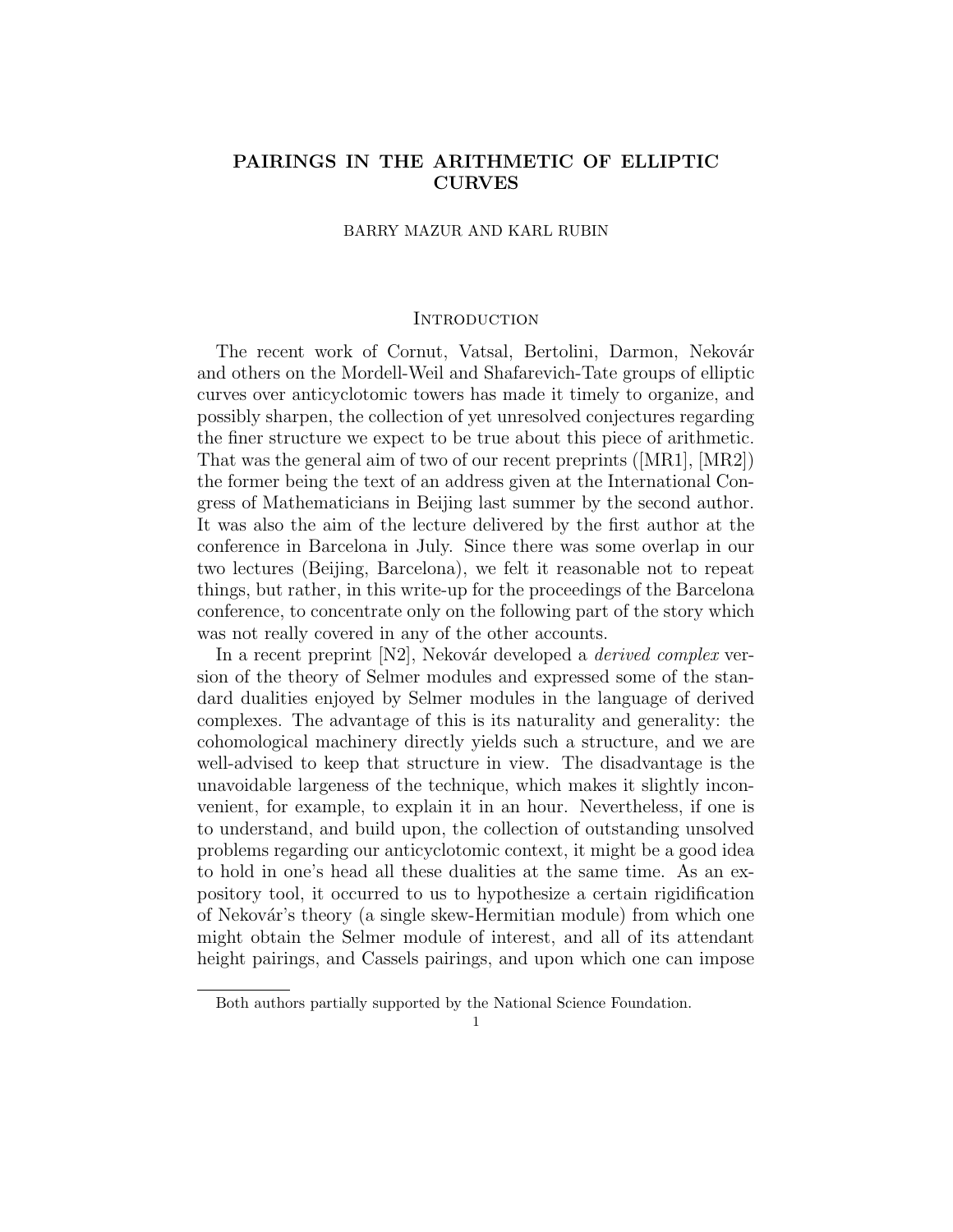# PAIRINGS IN THE ARITHMETIC OF ELLIPTIC CURVES

BARRY MAZUR AND KARL RUBIN

## Introduction

The recent work of Cornut, Vatsal, Bertolini, Darmon, Nekovář and others on the Mordell-Weil and Shafarevich-Tate groups of elliptic curves over anticyclotomic towers has made it timely to organize, and possibly sharpen, the collection of yet unresolved conjectures regarding the finer structure we expect to be true about this piece of arithmetic. That was the general aim of two of our recent preprints ([MR1], [MR2]) the former being the text of an address given at the International Congress of Mathematicians in Beijing last summer by the second author. It was also the aim of the lecture delivered by the first author at the conference in Barcelona in July. Since there was some overlap in our two lectures (Beijing, Barcelona), we felt it reasonable not to repeat things, but rather, in this write-up for the proceedings of the Barcelona conference, to concentrate only on the following part of the story which was not really covered in any of the other accounts.

In a recent preprint [N2], Nekovář developed a *derived complex* version of the theory of Selmer modules and expressed some of the standard dualities enjoyed by Selmer modules in the language of derived complexes. The advantage of this is its naturality and generality: the cohomological machinery directly yields such a structure, and we are well-advised to keep that structure in view. The disadvantage is the unavoidable largeness of the technique, which makes it slightly inconvenient, for example, to explain it in an hour. Nevertheless, if one is to understand, and build upon, the collection of outstanding unsolved problems regarding our anticyclotomic context, it might be a good idea to hold in one's head all these dualities at the same time. As an expository tool, it occurred to us to hypothesize a certain rigidification of Nekovář's theory (a single skew-Hermitian module) from which one might obtain the Selmer module of interest, and all of its attendant height pairings, and Cassels pairings, and upon which one can impose

Both authors partially supported by the National Science Foundation.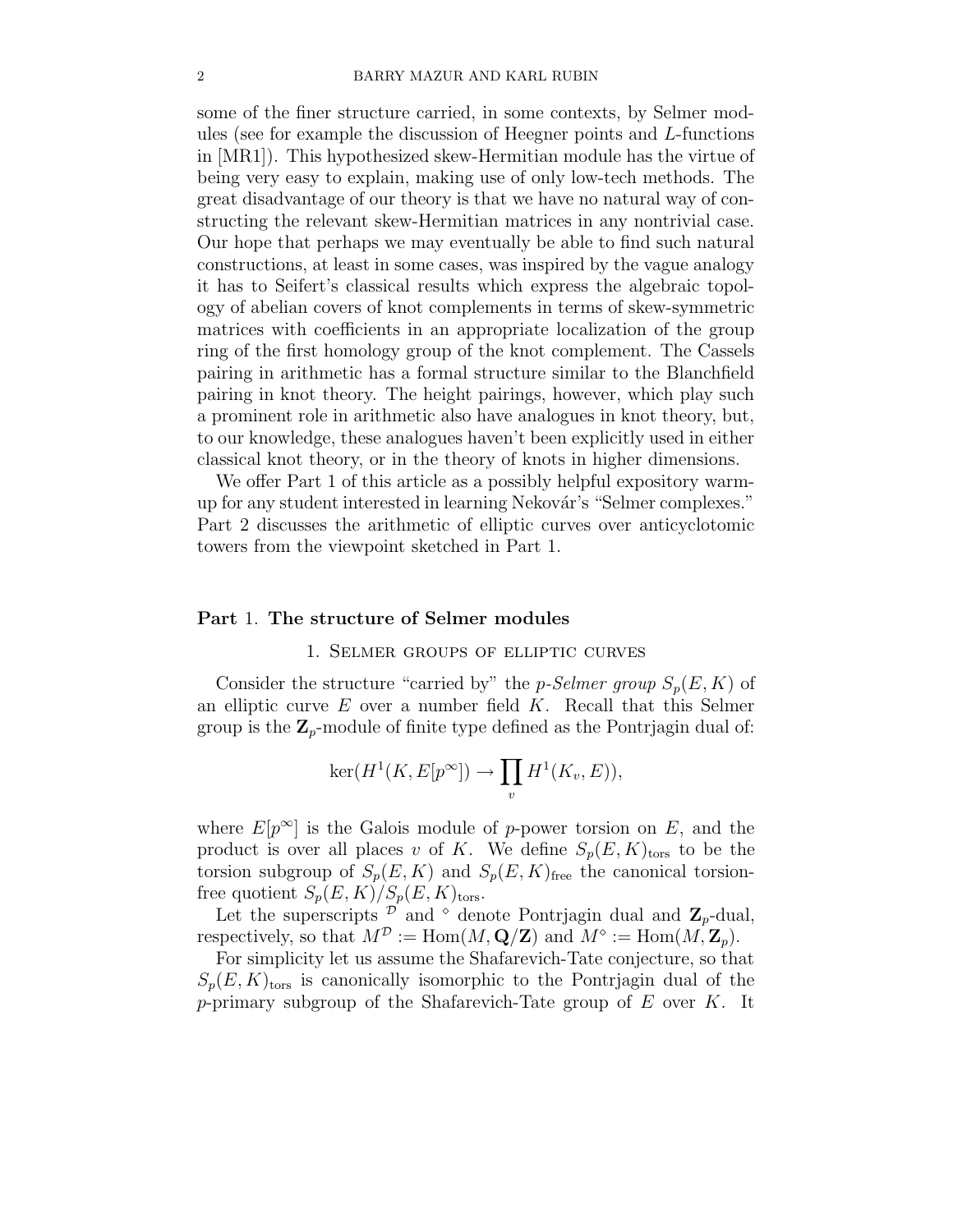some of the finer structure carried, in some contexts, by Selmer modules (see for example the discussion of Heegner points and $L$-functions in [MR1]). This hypothesized skew-Hermitian module has the virtue of being very easy to explain, making use of only low-tech methods. The great disadvantage of our theory is that we have no natural way of constructing the relevant skew-Hermitian matrices in any nontrivial case. Our hope that perhaps we may eventually be able to find such natural constructions, at least in some cases, was inspired by the vague analogy it has to Seifert's classical results which express the algebraic topology of abelian covers of knot complements in terms of skew-symmetric matrices with coefficients in an appropriate localization of the group ring of the first homology group of the knot complement. The Cassels pairing in arithmetic has a formal structure similar to the Blanchfield pairing in knot theory. The height pairings, however, which play such a prominent role in arithmetic also have analogues in knot theory, but, to our knowledge, these analogues haven't been explicitly used in either classical knot theory, or in the theory of knots in higher dimensions.

We offer Part 1 of this article as a possibly helpful expository warm-up for any student interested in learning Nekovář's "Selmer complexes." Part 2 discusses the arithmetic of elliptic curves over anticyclotomic towers from the viewpoint sketched in Part 1.

## Part 1. The structure of Selmer modules

### 1. Selmer groups of elliptic curves

Consider the structure "carried by" the *$p$-Selmer group* $S_p(E,K)$ of an elliptic curve $E$ over a number field $K$. Recall that this Selmer group is the $\mathbf{Z}_p$-module of finite type defined as the Pontrjagin dual of:

$$\ker(H^1(K, E[p^\infty]) \to \prod_v H^1(K_v, E)),$$

where $E[p^\infty]$ is the Galois module of $p$-power torsion on $E$, and the product is over all places $v$ of $K$. We define $S_p(E,K)_{\mathrm{tors}}$ to be the torsion subgroup of $S_p(E,K)$ and $S_p(E,K)_{\mathrm{free}}$ the canonical torsion-free quotient $S_p(E,K)/S_p(E,K)_{\mathrm{tors}}$.

Let the superscripts $^{\mathcal{D}}$ and $^{\diamond}$ denote Pontrjagin dual and $\mathbf{Z}_p$-dual, respectively, so that $M^{\mathcal{D}} := \mathrm{Hom}(M, \mathbf{Q}/\mathbf{Z})$ and $M^{\diamond} := \mathrm{Hom}(M, \mathbf{Z}_p)$.

For simplicity let us assume the Shafarevich-Tate conjecture, so that $S_p(E,K)_{\mathrm{tors}}$ is canonically isomorphic to the Pontrjagin dual of the $p$-primary subgroup of the Shafarevich-Tate group of $E$ over $K$. It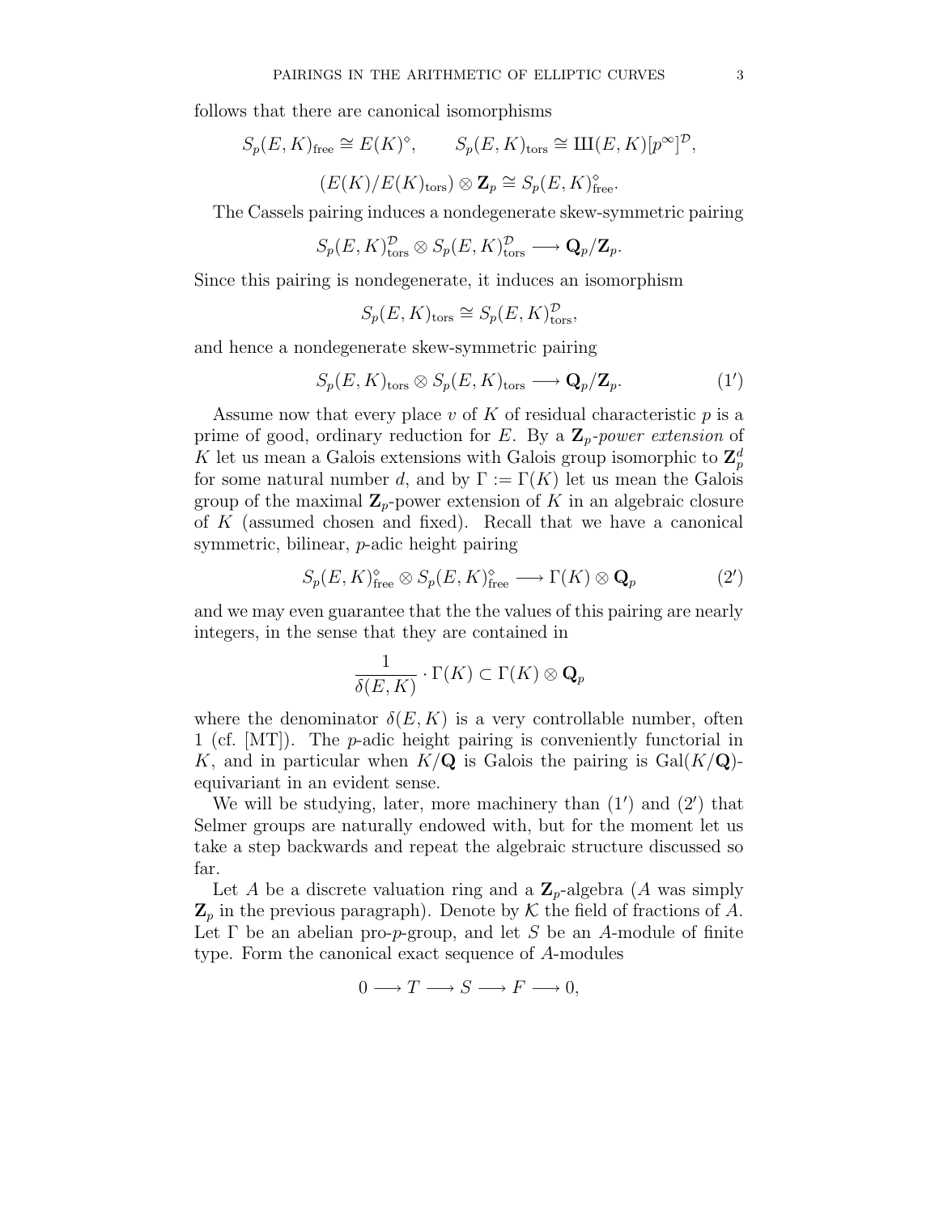follows that there are canonical isomorphisms

$$S_p(E,K)_{\text{free}} \cong E(K)^{\diamond}, \qquad S_p(E,K)_{\text{tors}} \cong Ш(E,K)[p^\infty]^{\mathcal{D}},$$

$$(E(K)/E(K)_{\text{tors}}) \otimes \mathbf{Z}_p \cong S_p(E,K)^{\diamond}_{\text{free}}.$$

The Cassels pairing induces a nondegenerate skew-symmetric pairing

$$S_p(E,K)^{\mathcal{D}}_{\text{tors}} \otimes S_p(E,K)^{\mathcal{D}}_{\text{tors}} \longrightarrow \mathbf{Q}_p/\mathbf{Z}_p.$$

Since this pairing is nondegenerate, it induces an isomorphism

$$S_p(E,K)_{\text{tors}} \cong S_p(E,K)^{\mathcal{D}}_{\text{tors}},$$

and hence a nondegenerate skew-symmetric pairing

$$S_p(E,K)_{\text{tors}} \otimes S_p(E,K)_{\text{tors}} \longrightarrow \mathbf{Q}_p/\mathbf{Z}_p. \tag{1'}$$

Assume now that every place $v$ of $K$ of residual characteristic $p$ is a prime of good, ordinary reduction for $E$. By a *$\mathbf{Z}_p$-power extension* of $K$ let us mean a Galois extensions with Galois group isomorphic to $\mathbf{Z}_p^d$ for some natural number $d$, and by $\Gamma := \Gamma(K)$ let us mean the Galois group of the maximal $\mathbf{Z}_p$-power extension of $K$ in an algebraic closure of $K$ (assumed chosen and fixed). Recall that we have a canonical symmetric, bilinear, $p$-adic height pairing

$$S_p(E,K)^{\diamond}_{\text{free}} \otimes S_p(E,K)^{\diamond}_{\text{free}} \longrightarrow \Gamma(K) \otimes \mathbf{Q}_p \tag{2'}$$

and we may even guarantee that the the values of this pairing are nearly integers, in the sense that they are contained in

$$\frac{1}{\delta(E,K)} \cdot \Gamma(K) \subset \Gamma(K) \otimes \mathbf{Q}_p$$

where the denominator $\delta(E,K)$ is a very controllable number, often 1 (cf. [MT]). The $p$-adic height pairing is conveniently functorial in $K$, and in particular when $K/\mathbf{Q}$ is Galois the pairing is $\mathrm{Gal}(K/\mathbf{Q})$-equivariant in an evident sense.

We will be studying, later, more machinery than (1′) and (2′) that Selmer groups are naturally endowed with, but for the moment let us take a step backwards and repeat the algebraic structure discussed so far.

Let $A$ be a discrete valuation ring and a $\mathbf{Z}_p$-algebra ($A$ was simply $\mathbf{Z}_p$ in the previous paragraph). Denote by $\mathcal{K}$ the field of fractions of $A$. Let $\Gamma$ be an abelian pro-$p$-group, and let $S$ be an $A$-module of finite type. Form the canonical exact sequence of $A$-modules

$$0 \longrightarrow T \longrightarrow S \longrightarrow F \longrightarrow 0,$$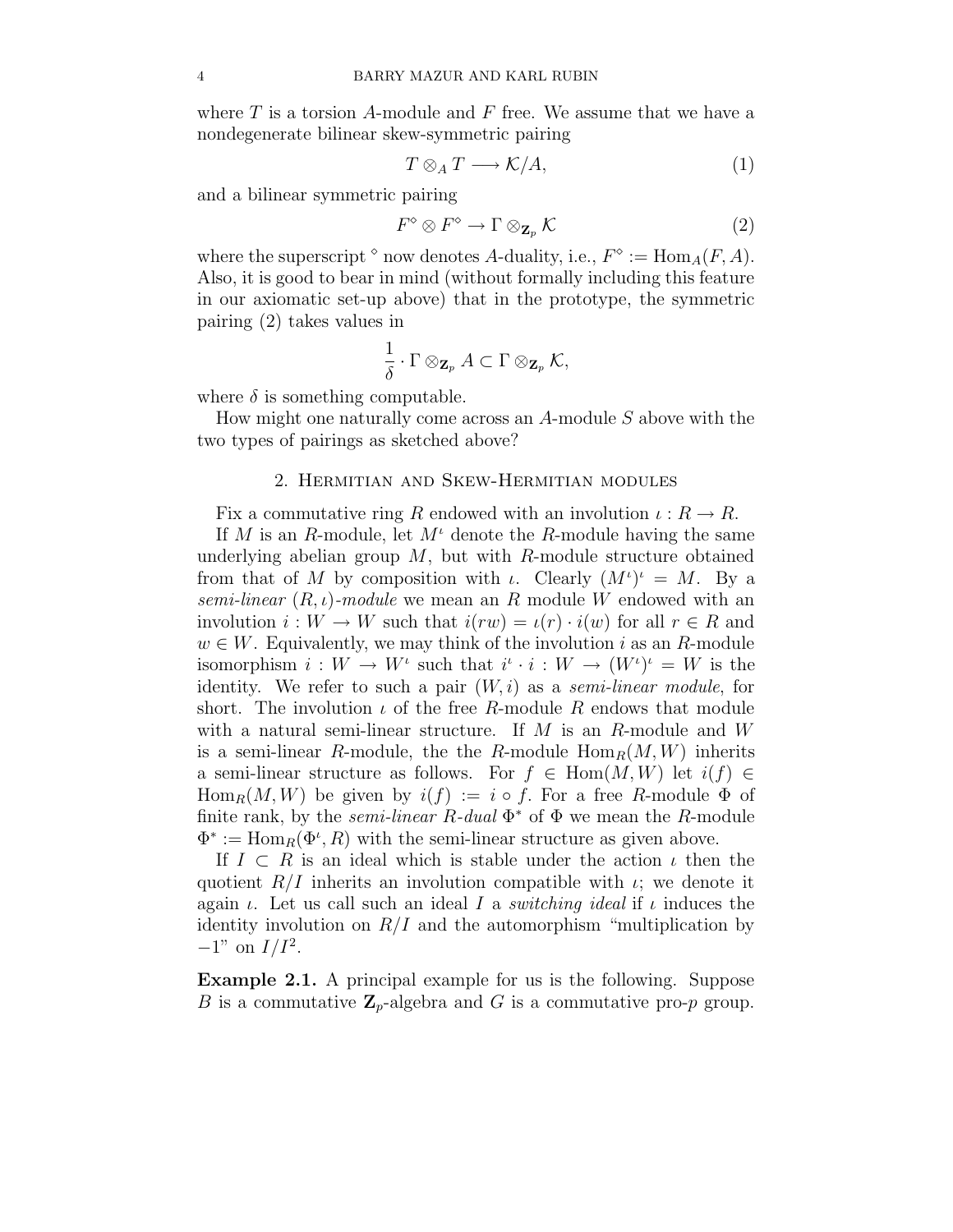where $T$ is a torsion $A$-module and $F$ free. We assume that we have a nondegenerate bilinear skew-symmetric pairing

$$T \otimes_A T \longrightarrow \mathcal{K}/A, \tag{1}$$

and a bilinear symmetric pairing

$$F^\diamond \otimes F^\diamond \to \Gamma \otimes_{\mathbf{Z}_p} \mathcal{K} \tag{2}$$

where the superscript $^\diamond$ now denotes $A$-duality, i.e., $F^\diamond := \mathrm{Hom}_A(F, A)$. Also, it is good to bear in mind (without formally including this feature in our axiomatic set-up above) that in the prototype, the symmetric pairing (2) takes values in

$$\frac{1}{\delta} \cdot \Gamma \otimes_{\mathbf{Z}_p} A \subset \Gamma \otimes_{\mathbf{Z}_p} \mathcal{K},$$

where $\delta$ is something computable.

How might one naturally come across an $A$-module $S$ above with the two types of pairings as sketched above?

## 2. Hermitian and Skew-Hermitian modules

Fix a commutative ring $R$ endowed with an involution $\iota : R \to R$.

If $M$ is an $R$-module, let $M^\iota$ denote the $R$-module having the same underlying abelian group $M$, but with $R$-module structure obtained from that of $M$ by composition with $\iota$. Clearly $(M^\iota)^\iota = M$. By a *semi-linear* $(R, \iota)$*-module* we mean an $R$ module $W$ endowed with an involution $i : W \to W$ such that $i(rw) = \iota(r) \cdot i(w)$ for all $r \in R$ and $w \in W$. Equivalently, we may think of the involution $i$ as an $R$-module isomorphism $i : W \to W^\iota$ such that $i^\iota \cdot i : W \to (W^\iota)^\iota = W$ is the identity. We refer to such a pair $(W, i)$ as a *semi-linear module*, for short. The involution $\iota$ of the free $R$-module $R$ endows that module with a natural semi-linear structure. If $M$ is an $R$-module and $W$ is a semi-linear $R$-module, the the $R$-module $\mathrm{Hom}_R(M, W)$ inherits a semi-linear structure as follows. For $f \in \mathrm{Hom}(M, W)$ let $i(f) \in \mathrm{Hom}_R(M, W)$ be given by $i(f) := i \circ f$. For a free $R$-module $\Phi$ of finite rank, by the *semi-linear* $R$*-dual* $\Phi^*$ of $\Phi$ we mean the $R$-module $\Phi^* := \mathrm{Hom}_R(\Phi^\iota, R)$ with the semi-linear structure as given above.

If $I \subset R$ is an ideal which is stable under the action $\iota$ then the quotient $R/I$ inherits an involution compatible with $\iota$; we denote it again $\iota$. Let us call such an ideal $I$ a *switching ideal* if $\iota$ induces the identity involution on $R/I$ and the automorphism "multiplication by $-1$" on $I/I^2$.

**Example 2.1.** A principal example for us is the following. Suppose $B$ is a commutative $\mathbf{Z}_p$-algebra and $G$ is a commutative pro-$p$ group.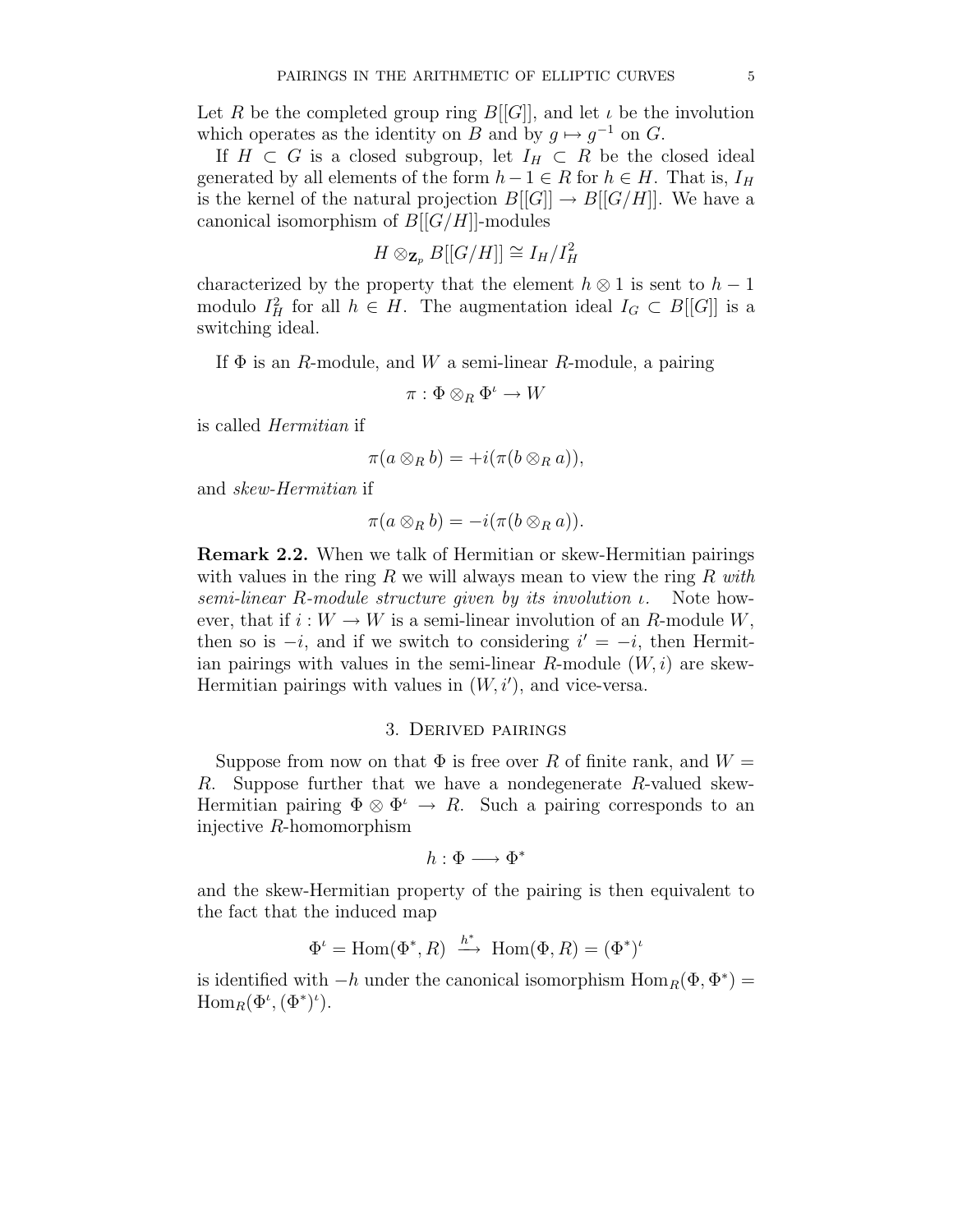Let $R$ be the completed group ring $B[[G]]$, and let $\iota$ be the involution which operates as the identity on $B$ and by $g \mapsto g^{-1}$ on $G$.

If $H \subset G$ is a closed subgroup, let $I_H \subset R$ be the closed ideal generated by all elements of the form $h - 1 \in R$ for $h \in H$. That is, $I_H$ is the kernel of the natural projection $B[[G]] \to B[[G/H]]$. We have a canonical isomorphism of $B[[G/H]]$-modules

$$H \otimes_{\mathbf{Z}_p} B[[G/H]] \cong I_H/I_H^2$$

characterized by the property that the element $h \otimes 1$ is sent to $h - 1$ modulo $I_H^2$ for all $h \in H$. The augmentation ideal $I_G \subset B[[G]]$ is a switching ideal.

If $\Phi$ is an $R$-module, and $W$ a semi-linear $R$-module, a pairing

$$\pi : \Phi \otimes_R \Phi^\iota \to W$$

is called *Hermitian* if

$$\pi(a \otimes_R b) = +i(\pi(b \otimes_R a)),$$

and *skew-Hermitian* if

$$\pi(a \otimes_R b) = -i(\pi(b \otimes_R a)).$$

**Remark 2.2.** When we talk of Hermitian or skew-Hermitian pairings with values in the ring $R$ we will always mean to view the ring $R$ *with semi-linear $R$-module structure given by its involution $\iota$.* Note however, that if $i : W \to W$ is a semi-linear involution of an $R$-module $W$, then so is $-i$, and if we switch to considering $i' = -i$, then Hermitian pairings with values in the semi-linear $R$-module $(W, i)$ are skew-Hermitian pairings with values in $(W, i')$, and vice-versa.

## 3. Derived pairings

Suppose from now on that $\Phi$ is free over $R$ of finite rank, and $W = R$. Suppose further that we have a nondegenerate $R$-valued skew-Hermitian pairing $\Phi \otimes \Phi^\iota \to R$. Such a pairing corresponds to an injective $R$-homomorphism

$$h : \Phi \longrightarrow \Phi^*$$

and the skew-Hermitian property of the pairing is then equivalent to the fact that the induced map

$$\Phi^\iota = \mathrm{Hom}(\Phi^*, R) \xrightarrow{\ h^*\ } \mathrm{Hom}(\Phi, R) = (\Phi^*)^\iota$$

is identified with $-h$ under the canonical isomorphism $\mathrm{Hom}_R(\Phi, \Phi^*) = \mathrm{Hom}_R(\Phi^\iota, (\Phi^*)^\iota)$.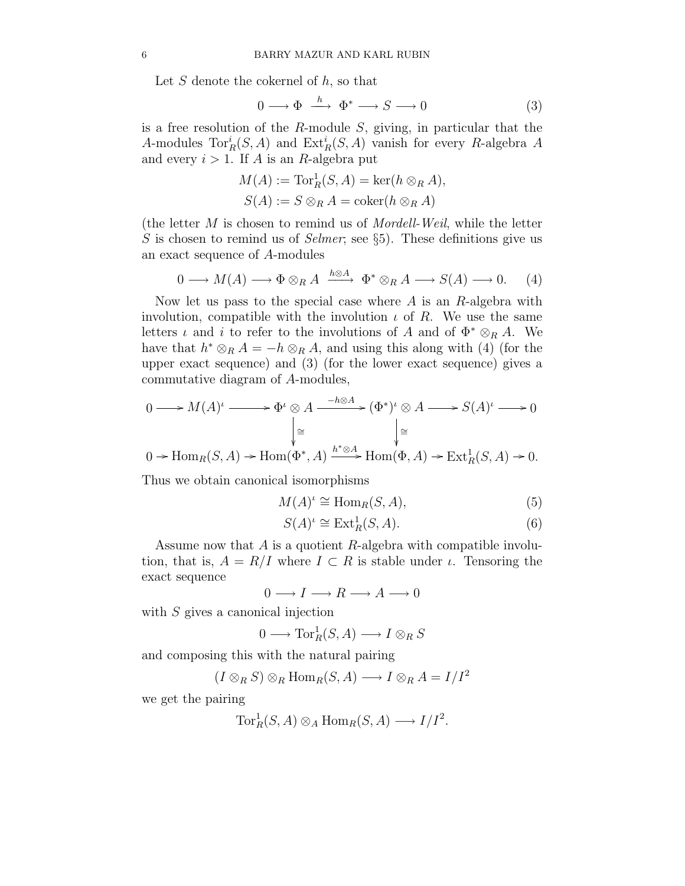Let $S$ denote the cokernel of $h$, so that

$$0 \longrightarrow \Phi \xrightarrow{\ h\ } \Phi^* \longrightarrow S \longrightarrow 0 \tag{3}$$

is a free resolution of the $R$-module $S$, giving, in particular that the $A$-modules $\mathrm{Tor}^i_R(S, A)$ and $\mathrm{Ext}^i_R(S, A)$ vanish for every $R$-algebra $A$ and every $i > 1$. If $A$ is an $R$-algebra put

$$M(A) := \mathrm{Tor}^1_R(S, A) = \ker(h \otimes_R A),$$
$$S(A) := S \otimes_R A = \mathrm{coker}(h \otimes_R A)$$

(the letter $M$ is chosen to remind us of *Mordell-Weil*, while the letter $S$ is chosen to remind us of *Selmer*; see §5). These definitions give us an exact sequence of $A$-modules

$$0 \longrightarrow M(A) \longrightarrow \Phi \otimes_R A \xrightarrow{\ h\otimes A\ } \Phi^* \otimes_R A \longrightarrow S(A) \longrightarrow 0. \tag{4}$$

Now let us pass to the special case where $A$ is an $R$-algebra with involution, compatible with the involution $\iota$ of $R$. We use the same letters $\iota$ and $i$ to refer to the involutions of $A$ and of $\Phi^* \otimes_R A$. We have that $h^* \otimes_R A = -h \otimes_R A$, and using this along with (4) (for the upper exact sequence) and (3) (for the lower exact sequence) gives a commutative diagram of $A$-modules,

$$\begin{array}{ccccccccc}
0 \longrightarrow & M(A)^\iota & \longrightarrow & \Phi^\iota \otimes A & \xrightarrow{-h\otimes A} & (\Phi^*)^\iota \otimes A & \longrightarrow & S(A)^\iota & \longrightarrow 0 \\
 & & & \downarrow\cong & & \downarrow\cong & & & \\
0 \to & \mathrm{Hom}_R(S, A) & \to & \mathrm{Hom}(\Phi^*, A) & \xrightarrow{h^*\otimes A} & \mathrm{Hom}(\Phi, A) & \to & \mathrm{Ext}^1_R(S, A) & \to 0.
\end{array}$$

Thus we obtain canonical isomorphisms

$$M(A)^\iota \cong \mathrm{Hom}_R(S, A), \tag{5}$$

$$S(A)^\iota \cong \mathrm{Ext}^1_R(S, A). \tag{6}$$

Assume now that $A$ is a quotient $R$-algebra with compatible involution, that is, $A = R/I$ where $I \subset R$ is stable under $\iota$. Tensoring the exact sequence

$$0 \longrightarrow I \longrightarrow R \longrightarrow A \longrightarrow 0$$

with $S$ gives a canonical injection

$$0 \longrightarrow \mathrm{Tor}^1_R(S, A) \longrightarrow I \otimes_R S$$

and composing this with the natural pairing

$$(I \otimes_R S) \otimes_R \mathrm{Hom}_R(S, A) \longrightarrow I \otimes_R A = I/I^2$$

we get the pairing

$$\mathrm{Tor}^1_R(S, A) \otimes_A \mathrm{Hom}_R(S, A) \longrightarrow I/I^2.$$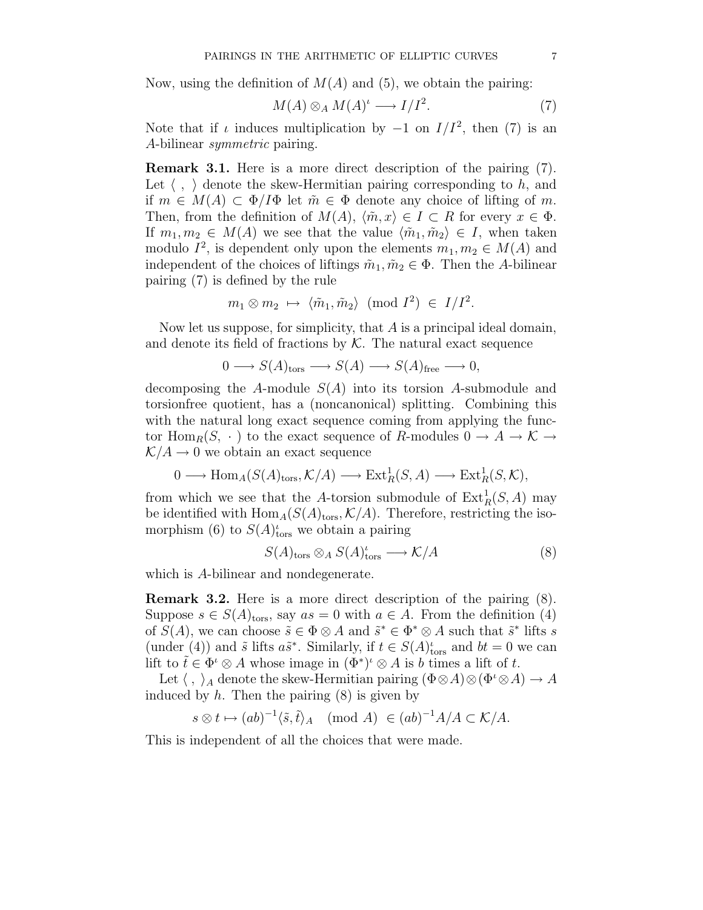Now, using the definition of $M(A)$ and (5), we obtain the pairing:

$$M(A) \otimes_A M(A)^\iota \longrightarrow I/I^2. \tag{7}$$

Note that if $\iota$ induces multiplication by $-1$ on $I/I^2$, then (7) is an $A$-bilinear *symmetric* pairing.

**Remark 3.1.** Here is a more direct description of the pairing (7). Let $\langle\ ,\ \rangle$ denote the skew-Hermitian pairing corresponding to $h$, and if $m \in M(A) \subset \Phi/I\Phi$ let $\tilde{m} \in \Phi$ denote any choice of lifting of $m$. Then, from the definition of $M(A)$, $\langle \tilde{m}, x\rangle \in I \subset R$ for every $x \in \Phi$. If $m_1, m_2 \in M(A)$ we see that the value $\langle \tilde{m}_1, \tilde{m}_2\rangle \in I$, when taken modulo $I^2$, is dependent only upon the elements $m_1, m_2 \in M(A)$ and independent of the choices of liftings $\tilde{m}_1, \tilde{m}_2 \in \Phi$. Then the $A$-bilinear pairing (7) is defined by the rule

$$m_1 \otimes m_2 \ \mapsto\ \langle \tilde{m}_1, \tilde{m}_2\rangle \pmod{I^2} \ \in\ I/I^2.$$

Now let us suppose, for simplicity, that $A$ is a principal ideal domain, and denote its field of fractions by $\mathcal{K}$. The natural exact sequence

$$0 \longrightarrow S(A)_{\mathrm{tors}} \longrightarrow S(A) \longrightarrow S(A)_{\mathrm{free}} \longrightarrow 0,$$

decomposing the $A$-module $S(A)$ into its torsion $A$-submodule and torsionfree quotient, has a (noncanonical) splitting. Combining this with the natural long exact sequence coming from applying the functor $\mathrm{Hom}_R(S,\ \cdot\ )$ to the exact sequence of $R$-modules $0 \to A \to \mathcal{K} \to \mathcal{K}/A \to 0$ we obtain an exact sequence

$$0 \longrightarrow \mathrm{Hom}_A(S(A)_{\mathrm{tors}}, \mathcal{K}/A) \longrightarrow \mathrm{Ext}^1_R(S, A) \longrightarrow \mathrm{Ext}^1_R(S, \mathcal{K}),$$

from which we see that the $A$-torsion submodule of $\mathrm{Ext}^1_R(S, A)$ may be identified with $\mathrm{Hom}_A(S(A)_{\mathrm{tors}}, \mathcal{K}/A)$. Therefore, restricting the isomorphism (6) to $S(A)^\iota_{\mathrm{tors}}$ we obtain a pairing

$$S(A)_{\mathrm{tors}} \otimes_A S(A)^\iota_{\mathrm{tors}} \longrightarrow \mathcal{K}/A \tag{8}$$

which is $A$-bilinear and nondegenerate.

**Remark 3.2.** Here is a more direct description of the pairing (8). Suppose $s \in S(A)_{\mathrm{tors}}$, say $as = 0$ with $a \in A$. From the definition (4) of $S(A)$, we can choose $\tilde{s} \in \Phi \otimes A$ and $\tilde{s}^* \in \Phi^* \otimes A$ such that $\tilde{s}^*$ lifts $s$ (under (4)) and $\tilde{s}$ lifts $a\tilde{s}^*$. Similarly, if $t \in S(A)^\iota_{\mathrm{tors}}$ and $bt = 0$ we can lift to $\tilde{t} \in \Phi^\iota \otimes A$ whose image in $(\Phi^*)^\iota \otimes A$ is $b$ times a lift of $t$.

Let $\langle\ ,\ \rangle_A$ denote the skew-Hermitian pairing $(\Phi \otimes A) \otimes (\Phi^\iota \otimes A) \to A$ induced by $h$. Then the pairing (8) is given by

$$s \otimes t \mapsto (ab)^{-1}\langle \tilde{s}, \tilde{t}\rangle_A \pmod{A} \ \in (ab)^{-1}A/A \subset \mathcal{K}/A.$$

This is independent of all the choices that were made.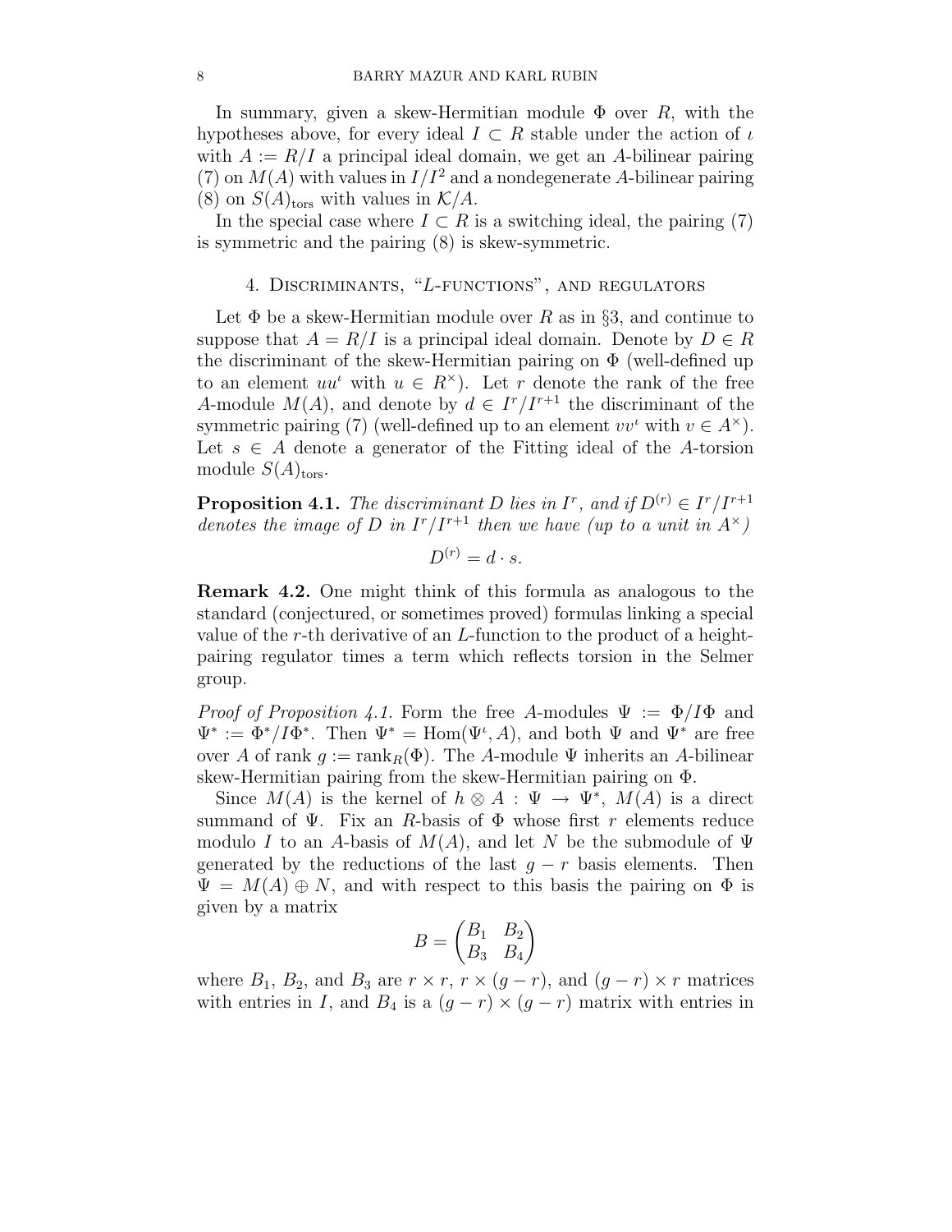In summary, given a skew-Hermitian module $\Phi$ over $R$, with the hypotheses above, for every ideal $I \subset R$ stable under the action of $\iota$ with $A := R/I$ a principal ideal domain, we get an $A$-bilinear pairing (7) on $M(A)$ with values in $I/I^2$ and a nondegenerate $A$-bilinear pairing (8) on $S(A)_{\mathrm{tors}}$ with values in $\mathcal{K}/A$.

In the special case where $I \subset R$ is a switching ideal, the pairing (7) is symmetric and the pairing (8) is skew-symmetric.

## 4. Discriminants, "$L$-functions", and regulators

Let $\Phi$ be a skew-Hermitian module over $R$ as in §3, and continue to suppose that $A = R/I$ is a principal ideal domain. Denote by $D \in R$ the discriminant of the skew-Hermitian pairing on $\Phi$ (well-defined up to an element $uu^\iota$ with $u \in R^\times$). Let $r$ denote the rank of the free $A$-module $M(A)$, and denote by $d \in I^r/I^{r+1}$ the discriminant of the symmetric pairing (7) (well-defined up to an element $vv^\iota$ with $v \in A^\times$). Let $s \in A$ denote a generator of the Fitting ideal of the $A$-torsion module $S(A)_{\mathrm{tors}}$.

**Proposition 4.1.** *The discriminant $D$ lies in $I^r$, and if $D^{(r)} \in I^r/I^{r+1}$ denotes the image of $D$ in $I^r/I^{r+1}$ then we have (up to a unit in $A^\times$)*

$$D^{(r)} = d \cdot s.$$

**Remark 4.2.** One might think of this formula as analogous to the standard (conjectured, or sometimes proved) formulas linking a special value of the $r$-th derivative of an $L$-function to the product of a height-pairing regulator times a term which reflects torsion in the Selmer group.

*Proof of Proposition 4.1.* Form the free $A$-modules $\Psi := \Phi/I\Phi$ and $\Psi^* := \Phi^*/I\Phi^*$. Then $\Psi^* = \mathrm{Hom}(\Psi^\iota, A)$, and both $\Psi$ and $\Psi^*$ are free over $A$ of rank $g := \mathrm{rank}_R(\Phi)$. The $A$-module $\Psi$ inherits an $A$-bilinear skew-Hermitian pairing from the skew-Hermitian pairing on $\Phi$.

Since $M(A)$ is the kernel of $h \otimes A : \Psi \to \Psi^*$, $M(A)$ is a direct summand of $\Psi$. Fix an $R$-basis of $\Phi$ whose first $r$ elements reduce modulo $I$ to an $A$-basis of $M(A)$, and let $N$ be the submodule of $\Psi$ generated by the reductions of the last $g - r$ basis elements. Then $\Psi = M(A) \oplus N$, and with respect to this basis the pairing on $\Phi$ is given by a matrix

$$B = \begin{pmatrix} B_1 & B_2 \\ B_3 & B_4 \end{pmatrix}$$

where $B_1$, $B_2$, and $B_3$ are $r \times r$, $r \times (g-r)$, and $(g-r) \times r$ matrices with entries in $I$, and $B_4$ is a $(g-r) \times (g-r)$ matrix with entries in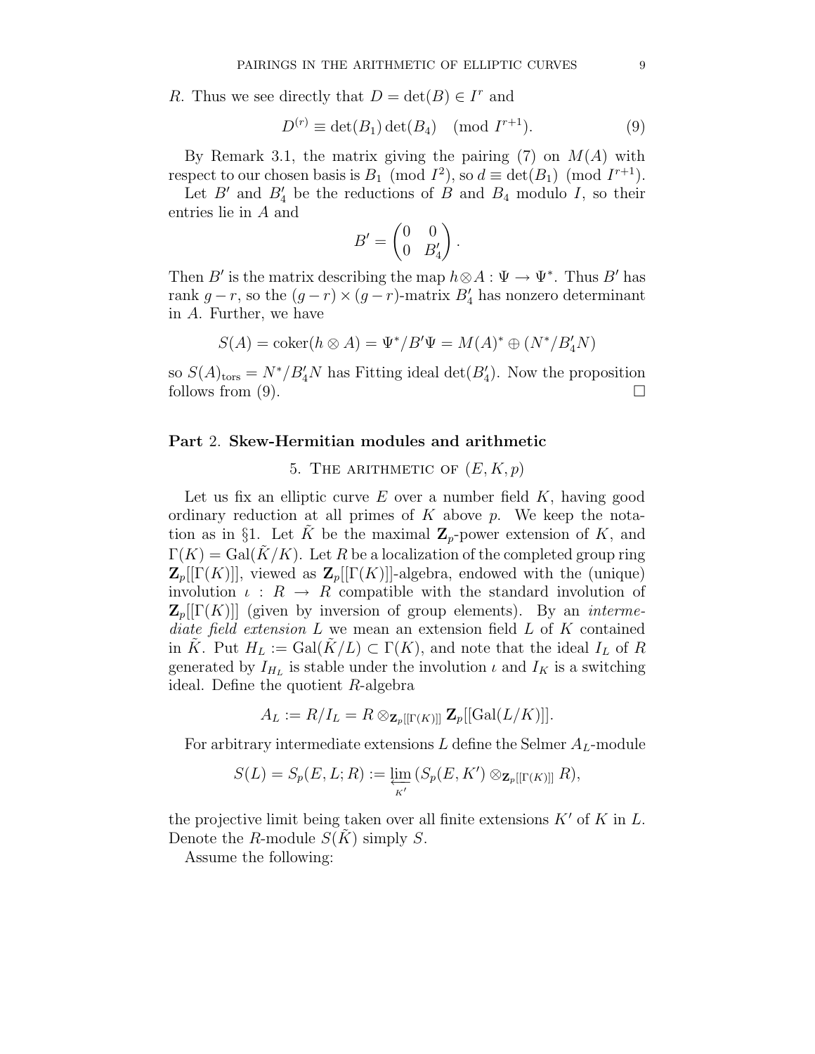$R$. Thus we see directly that $D = \det(B) \in I^r$ and

$$D^{(r)} \equiv \det(B_1)\det(B_4) \pmod{I^{r+1}}. \tag{9}$$

By Remark 3.1, the matrix giving the pairing (7) on $M(A)$ with respect to our chosen basis is $B_1 \pmod{I^2}$, so $d \equiv \det(B_1) \pmod{I^{r+1}}$.

Let $B'$ and $B_4'$ be the reductions of $B$ and $B_4$ modulo $I$, so their entries lie in $A$ and

$$B' = \begin{pmatrix} 0 & 0 \\ 0 & B_4' \end{pmatrix}.$$

Then $B'$ is the matrix describing the map $h \otimes A : \Psi \to \Psi^*$. Thus $B'$ has rank $g - r$, so the $(g-r) \times (g-r)$-matrix $B_4'$ has nonzero determinant in $A$. Further, we have

$$S(A) = \operatorname{coker}(h \otimes A) = \Psi^*/B'\Psi = M(A)^* \oplus (N^*/B_4'N)$$

so $S(A)_{\text{tors}} = N^*/B_4'N$ has Fitting ideal $\det(B_4')$. Now the proposition follows from (9). $\square$

# Part 2. Skew-Hermitian modules and arithmetic

## 5. The arithmetic of $(E, K, p)$

Let us fix an elliptic curve $E$ over a number field $K$, having good ordinary reduction at all primes of $K$ above $p$. We keep the notation as in §1. Let $\tilde{K}$ be the maximal $\mathbf{Z}_p$-power extension of $K$, and $\Gamma(K) = \operatorname{Gal}(\tilde{K}/K)$. Let $R$ be a localization of the completed group ring $\mathbf{Z}_p[[\Gamma(K)]]$, viewed as $\mathbf{Z}_p[[\Gamma(K)]]$-algebra, endowed with the (unique) involution $\iota : R \to R$ compatible with the standard involution of $\mathbf{Z}_p[[\Gamma(K)]]$ (given by inversion of group elements). By an *intermediate field extension* $L$ we mean an extension field $L$ of $K$ contained in $\tilde{K}$. Put $H_L := \operatorname{Gal}(\tilde{K}/L) \subset \Gamma(K)$, and note that the ideal $I_L$ of $R$ generated by $I_{H_L}$ is stable under the involution $\iota$ and $I_K$ is a switching ideal. Define the quotient $R$-algebra

$$A_L := R/I_L = R \otimes_{\mathbf{Z}_p[[\Gamma(K)]]} \mathbf{Z}_p[[\operatorname{Gal}(L/K)]].$$

For arbitrary intermediate extensions $L$ define the Selmer $A_L$-module

$$S(L) = S_p(E, L; R) := \varprojlim_{K'} (S_p(E, K') \otimes_{\mathbf{Z}_p[[\Gamma(K)]]} R),$$

the projective limit being taken over all finite extensions $K'$ of $K$ in $L$. Denote the $R$-module $S(\tilde{K})$ simply $S$.

Assume the following: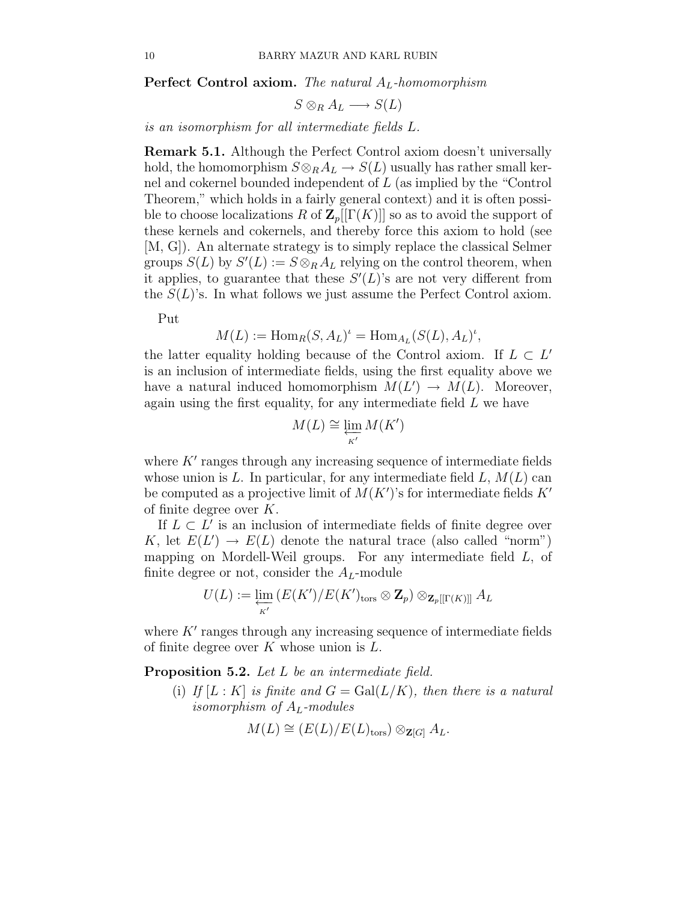**Perfect Control axiom.** *The natural $A_L$-homomorphism*

$$S \otimes_R A_L \longrightarrow S(L)$$

*is an isomorphism for all intermediate fields $L$.*

**Remark 5.1.** Although the Perfect Control axiom doesn't universally hold, the homomorphism $S \otimes_R A_L \to S(L)$ usually has rather small kernel and cokernel bounded independent of $L$ (as implied by the "Control Theorem," which holds in a fairly general context) and it is often possible to choose localizations $R$ of $\mathbf{Z}_p[[\Gamma(K)]]$ so as to avoid the support of these kernels and cokernels, and thereby force this axiom to hold (see [M, G]). An alternate strategy is to simply replace the classical Selmer groups $S(L)$ by $S'(L) := S \otimes_R A_L$ relying on the control theorem, when it applies, to guarantee that these $S'(L)$'s are not very different from the $S(L)$'s. In what follows we just assume the Perfect Control axiom.

Put

$$M(L) := \mathrm{Hom}_R(S, A_L)^\iota = \mathrm{Hom}_{A_L}(S(L), A_L)^\iota,$$

the latter equality holding because of the Control axiom. If $L \subset L'$ is an inclusion of intermediate fields, using the first equality above we have a natural induced homomorphism $M(L') \to M(L)$. Moreover, again using the first equality, for any intermediate field $L$ we have

$$M(L) \cong \varprojlim_{K'} M(K')$$

where $K'$ ranges through any increasing sequence of intermediate fields whose union is $L$. In particular, for any intermediate field $L$, $M(L)$ can be computed as a projective limit of $M(K')$'s for intermediate fields $K'$ of finite degree over $K$.

If $L \subset L'$ is an inclusion of intermediate fields of finite degree over $K$, let $E(L') \to E(L)$ denote the natural trace (also called "norm") mapping on Mordell-Weil groups. For any intermediate field $L$, of finite degree or not, consider the $A_L$-module

$$U(L) := \varprojlim_{K'} \left(E(K')/E(K')_{\mathrm{tors}} \otimes \mathbf{Z}_p\right) \otimes_{\mathbf{Z}_p[[\Gamma(K)]]} A_L$$

where $K'$ ranges through any increasing sequence of intermediate fields of finite degree over $K$ whose union is $L$.

**Proposition 5.2.** *Let $L$ be an intermediate field.*

(i) *If $[L : K]$ is finite and $G = \mathrm{Gal}(L/K)$, then there is a natural isomorphism of $A_L$-modules*

$$M(L) \cong (E(L)/E(L)_{\mathrm{tors}}) \otimes_{\mathbf{Z}[G]} A_L.$$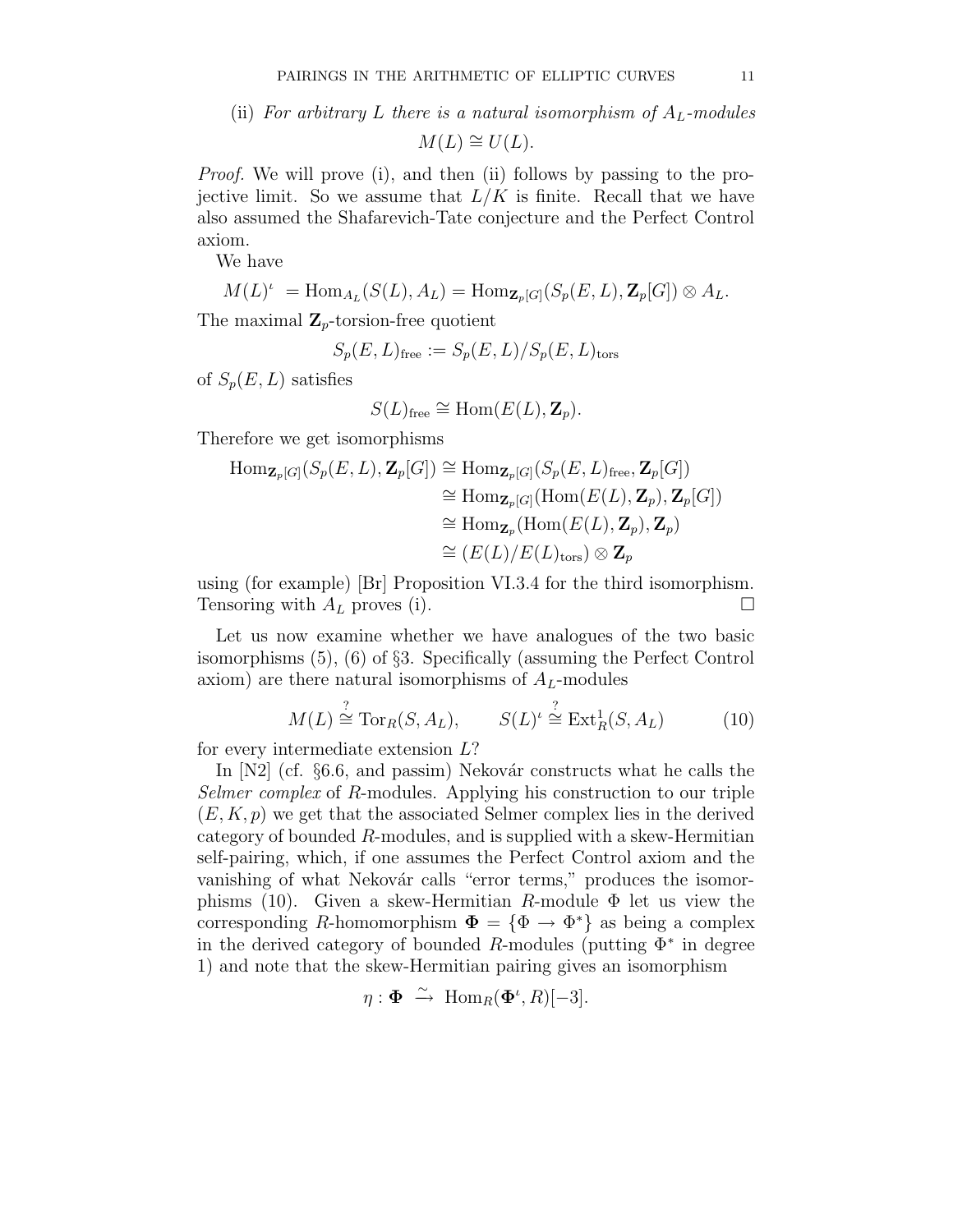(ii) *For arbitrary $L$ there is a natural isomorphism of $A_L$-modules*

$$M(L) \cong U(L).$$

*Proof.* We will prove (i), and then (ii) follows by passing to the projective limit. So we assume that $L/K$ is finite. Recall that we have also assumed the Shafarevich-Tate conjecture and the Perfect Control axiom.

We have

$$M(L)^\iota = \mathrm{Hom}_{A_L}(S(L), A_L) = \mathrm{Hom}_{\mathbf{Z}_p[G]}(S_p(E, L), \mathbf{Z}_p[G]) \otimes A_L.$$

The maximal $\mathbf{Z}_p$-torsion-free quotient

$$S_p(E, L)_{\mathrm{free}} := S_p(E, L)/S_p(E, L)_{\mathrm{tors}}$$

of $S_p(E, L)$ satisfies

$$S(L)_{\mathrm{free}} \cong \mathrm{Hom}(E(L), \mathbf{Z}_p).$$

Therefore we get isomorphisms

$$\begin{aligned}
\mathrm{Hom}_{\mathbf{Z}_p[G]}(S_p(E, L), \mathbf{Z}_p[G]) &\cong \mathrm{Hom}_{\mathbf{Z}_p[G]}(S_p(E, L)_{\mathrm{free}}, \mathbf{Z}_p[G]) \\
&\cong \mathrm{Hom}_{\mathbf{Z}_p[G]}(\mathrm{Hom}(E(L), \mathbf{Z}_p), \mathbf{Z}_p[G]) \\
&\cong \mathrm{Hom}_{\mathbf{Z}_p}(\mathrm{Hom}(E(L), \mathbf{Z}_p), \mathbf{Z}_p) \\
&\cong (E(L)/E(L)_{\mathrm{tors}}) \otimes \mathbf{Z}_p
\end{aligned}$$

using (for example) [Br] Proposition VI.3.4 for the third isomorphism. Tensoring with $A_L$ proves (i). $\square$

Let us now examine whether we have analogues of the two basic isomorphisms (5), (6) of §3. Specifically (assuming the Perfect Control axiom) are there natural isomorphisms of $A_L$-modules

$$M(L) \overset{?}{\cong} \mathrm{Tor}_R(S, A_L), \qquad S(L)^\iota \overset{?}{\cong} \mathrm{Ext}^1_R(S, A_L) \tag{10}$$

for every intermediate extension $L$?

In [N2] (cf. §6.6, and passim) Nekovár constructs what he calls the *Selmer complex* of $R$-modules. Applying his construction to our triple $(E, K, p)$ we get that the associated Selmer complex lies in the derived category of bounded $R$-modules, and is supplied with a skew-Hermitian self-pairing, which, if one assumes the Perfect Control axiom and the vanishing of what Nekovár calls "error terms," produces the isomorphisms (10). Given a skew-Hermitian $R$-module $\Phi$ let us view the corresponding $R$-homomorphism $\mathbf{\Phi} = \{\Phi \to \Phi^*\}$ as being a complex in the derived category of bounded $R$-modules (putting $\Phi^*$ in degree 1) and note that the skew-Hermitian pairing gives an isomorphism

$$\eta : \mathbf{\Phi} \ \overset{\sim}{\to}\ \mathrm{Hom}_R(\mathbf{\Phi}^\iota, R)[-3].$$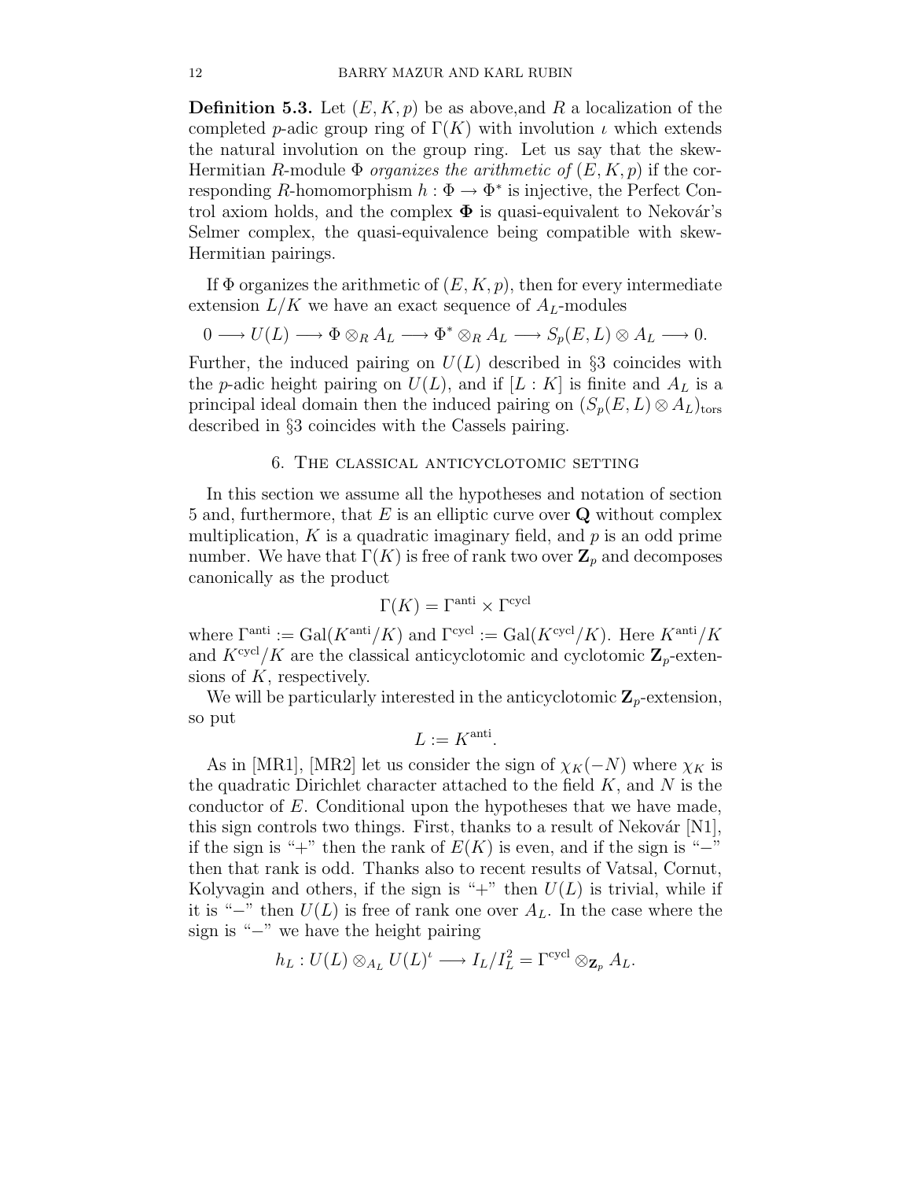**Definition 5.3.** Let $(E, K, p)$ be as above,and $R$ a localization of the completed $p$-adic group ring of $\Gamma(K)$ with involution $\iota$ which extends the natural involution on the group ring. Let us say that the skew-Hermitian $R$-module $\Phi$ *organizes the arithmetic of* $(E, K, p)$ if the corresponding $R$-homomorphism $h : \Phi \to \Phi^*$ is injective, the Perfect Control axiom holds, and the complex $\mathbf{\Phi}$ is quasi-equivalent to Nekovár's Selmer complex, the quasi-equivalence being compatible with skew-Hermitian pairings.

If $\Phi$ organizes the arithmetic of $(E, K, p)$, then for every intermediate extension $L/K$ we have an exact sequence of $A_L$-modules

$$0 \longrightarrow U(L) \longrightarrow \Phi \otimes_R A_L \longrightarrow \Phi^* \otimes_R A_L \longrightarrow S_p(E, L) \otimes A_L \longrightarrow 0.$$

Further, the induced pairing on $U(L)$ described in §3 coincides with the $p$-adic height pairing on $U(L)$, and if $[L : K]$ is finite and $A_L$ is a principal ideal domain then the induced pairing on $(S_p(E, L) \otimes A_L)_{\mathrm{tors}}$ described in §3 coincides with the Cassels pairing.

## 6. The classical anticyclotomic setting

In this section we assume all the hypotheses and notation of section 5 and, furthermore, that $E$ is an elliptic curve over $\mathbf{Q}$ without complex multiplication, $K$ is a quadratic imaginary field, and $p$ is an odd prime number. We have that $\Gamma(K)$ is free of rank two over $\mathbf{Z}_p$ and decomposes canonically as the product

$$\Gamma(K) = \Gamma^{\mathrm{anti}} \times \Gamma^{\mathrm{cycl}}$$

where $\Gamma^{\mathrm{anti}} := \mathrm{Gal}(K^{\mathrm{anti}}/K)$ and $\Gamma^{\mathrm{cycl}} := \mathrm{Gal}(K^{\mathrm{cycl}}/K)$. Here $K^{\mathrm{anti}}/K$ and $K^{\mathrm{cycl}}/K$ are the classical anticyclotomic and cyclotomic $\mathbf{Z}_p$-extensions of $K$, respectively.

We will be particularly interested in the anticyclotomic $\mathbf{Z}_p$-extension, so put

$$L := K^{\mathrm{anti}}.$$

As in [MR1], [MR2] let us consider the sign of $\chi_K(-N)$ where $\chi_K$ is the quadratic Dirichlet character attached to the field $K$, and $N$ is the conductor of $E$. Conditional upon the hypotheses that we have made, this sign controls two things. First, thanks to a result of Nekovár [N1], if the sign is "+" then the rank of $E(K)$ is even, and if the sign is "−" then that rank is odd. Thanks also to recent results of Vatsal, Cornut, Kolyvagin and others, if the sign is "+" then $U(L)$ is trivial, while if it is "−" then $U(L)$ is free of rank one over $A_L$. In the case where the sign is "−" we have the height pairing

$$h_L : U(L) \otimes_{A_L} U(L)^{\iota} \longrightarrow I_L/I_L^2 = \Gamma^{\mathrm{cycl}} \otimes_{\mathbf{Z}_p} A_L.$$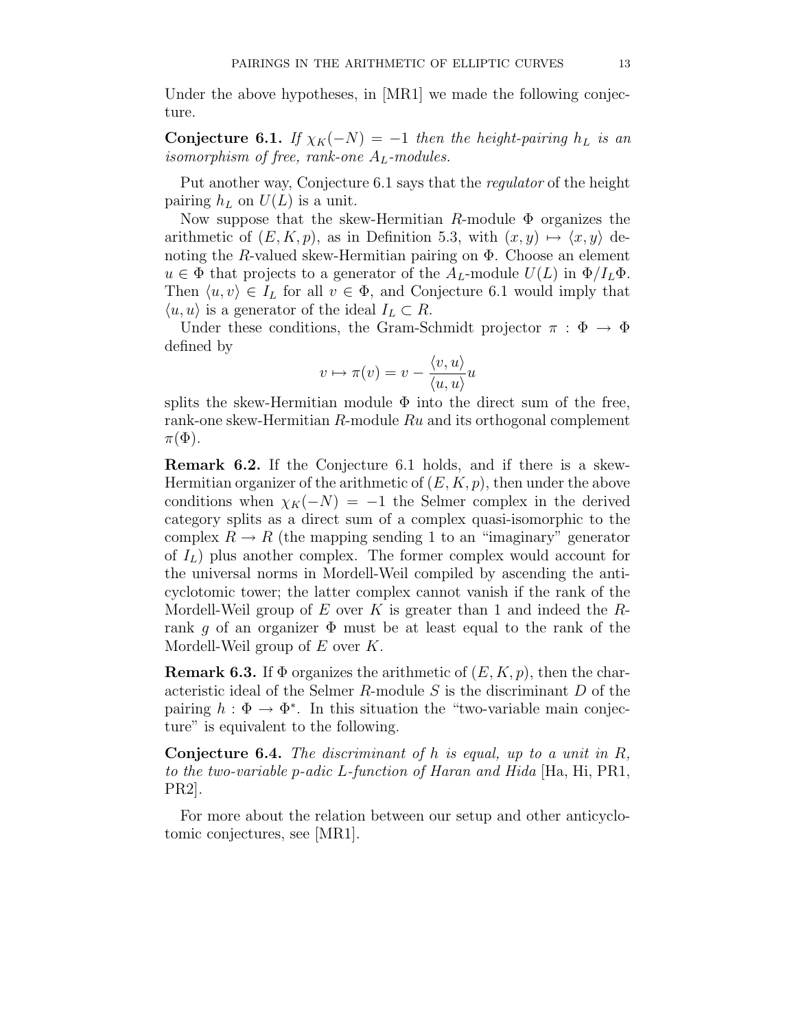Under the above hypotheses, in [MR1] we made the following conjecture.

**Conjecture 6.1.** *If $\chi_K(-N) = -1$ then the height-pairing $h_L$ is an isomorphism of free, rank-one $A_L$-modules.*

Put another way, Conjecture 6.1 says that the *regulator* of the height pairing $h_L$ on $U(L)$ is a unit.

Now suppose that the skew-Hermitian $R$-module $\Phi$ organizes the arithmetic of $(E, K, p)$, as in Definition 5.3, with $(x, y) \mapsto \langle x, y\rangle$ denoting the $R$-valued skew-Hermitian pairing on $\Phi$. Choose an element $u \in \Phi$ that projects to a generator of the $A_L$-module $U(L)$ in $\Phi/I_L\Phi$. Then $\langle u, v\rangle \in I_L$ for all $v \in \Phi$, and Conjecture 6.1 would imply that $\langle u, u\rangle$ is a generator of the ideal $I_L \subset R$.

Under these conditions, the Gram-Schmidt projector $\pi : \Phi \to \Phi$ defined by

$$v \mapsto \pi(v) = v - \frac{\langle v, u\rangle}{\langle u, u\rangle} u$$

splits the skew-Hermitian module $\Phi$ into the direct sum of the free, rank-one skew-Hermitian $R$-module $Ru$ and its orthogonal complement $\pi(\Phi)$.

**Remark 6.2.** If the Conjecture 6.1 holds, and if there is a skew-Hermitian organizer of the arithmetic of $(E, K, p)$, then under the above conditions when $\chi_K(-N) = -1$ the Selmer complex in the derived category splits as a direct sum of a complex quasi-isomorphic to the complex $R \to R$ (the mapping sending 1 to an "imaginary" generator of $I_L$) plus another complex. The former complex would account for the universal norms in Mordell-Weil compiled by ascending the anticyclotomic tower; the latter complex cannot vanish if the rank of the Mordell-Weil group of $E$ over $K$ is greater than 1 and indeed the $R$-rank $g$ of an organizer $\Phi$ must be at least equal to the rank of the Mordell-Weil group of $E$ over $K$.

**Remark 6.3.** If $\Phi$ organizes the arithmetic of $(E, K, p)$, then the characteristic ideal of the Selmer $R$-module $S$ is the discriminant $D$ of the pairing $h : \Phi \to \Phi^*$. In this situation the "two-variable main conjecture" is equivalent to the following.

**Conjecture 6.4.** *The discriminant of $h$ is equal, up to a unit in $R$, to the two-variable $p$-adic $L$-function of Haran and Hida* [Ha, Hi, PR1, PR2].

For more about the relation between our setup and other anticyclotomic conjectures, see [MR1].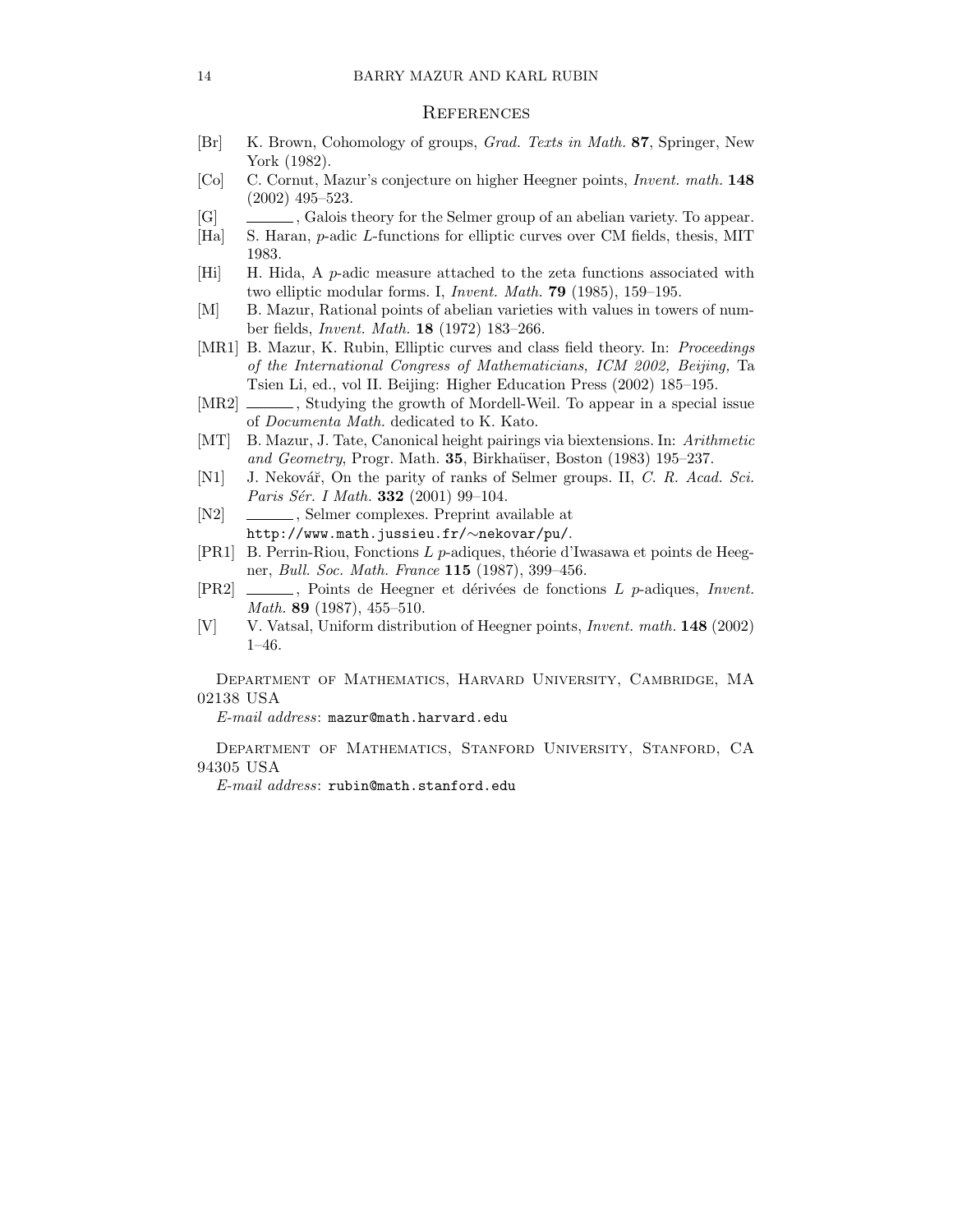## References

[Br] K. Brown, Cohomology of groups, *Grad. Texts in Math.* **87**, Springer, New York (1982).

[Co] C. Cornut, Mazur's conjecture on higher Heegner points, *Invent. math.* **148** (2002) 495–523.

[G] ______, Galois theory for the Selmer group of an abelian variety. To appear.

[Ha] S. Haran, $p$-adic $L$-functions for elliptic curves over CM fields, thesis, MIT 1983.

[Hi] H. Hida, A $p$-adic measure attached to the zeta functions associated with two elliptic modular forms. I, *Invent. Math.* **79** (1985), 159–195.

[M] B. Mazur, Rational points of abelian varieties with values in towers of number fields, *Invent. Math.* **18** (1972) 183–266.

[MR1] B. Mazur, K. Rubin, Elliptic curves and class field theory. In: *Proceedings of the International Congress of Mathematicians, ICM 2002, Beijing,* Ta Tsien Li, ed., vol II. Beijing: Higher Education Press (2002) 185–195.

[MR2] ______, Studying the growth of Mordell-Weil. To appear in a special issue of *Documenta Math.* dedicated to K. Kato.

[MT] B. Mazur, J. Tate, Canonical height pairings via biextensions. In: *Arithmetic and Geometry*, Progr. Math. **35**, Birkhaüser, Boston (1983) 195–237.

[N1] J. Nekovář, On the parity of ranks of Selmer groups. II, *C. R. Acad. Sci. Paris Sér. I Math.* **332** (2001) 99–104.

[N2] ______, Selmer complexes. Preprint available at `http://www.math.jussieu.fr/~nekovar/pu/`.

[PR1] B. Perrin-Riou, Fonctions $L$ $p$-adiques, théorie d'Iwasawa et points de Heegner, *Bull. Soc. Math. France* **115** (1987), 399–456.

[PR2] ______, Points de Heegner et dérivées de fonctions $L$ $p$-adiques, *Invent. Math.* **89** (1987), 455–510.

[V] V. Vatsal, Uniform distribution of Heegner points, *Invent. math.* **148** (2002) 1–46.

Department of Mathematics, Harvard University, Cambridge, MA 02138 USA

*E-mail address*: `mazur@math.harvard.edu`

Department of Mathematics, Stanford University, Stanford, CA 94305 USA

*E-mail address*: `rubin@math.stanford.edu`